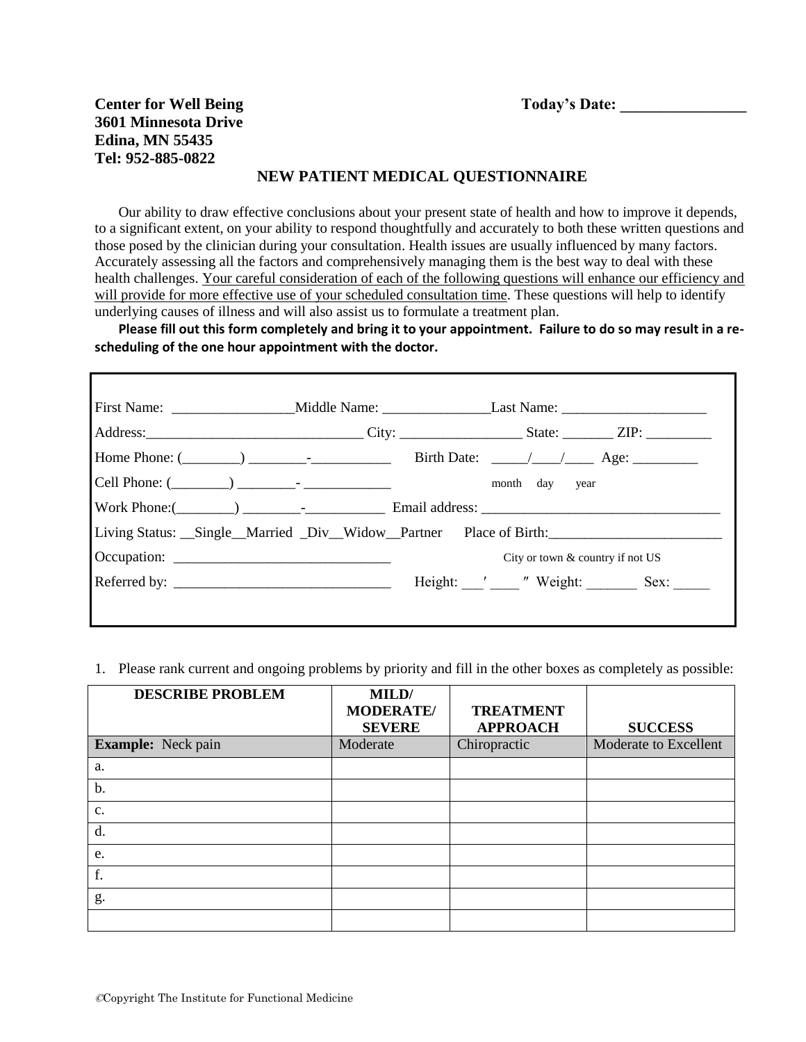**Center for Well Being**
**3601 Minnesota Drive**
**Edina, MN 55435**
**Tel: 952-885-0822**

**Today's Date: ________________**

## NEW PATIENT MEDICAL QUESTIONNAIRE

Our ability to draw effective conclusions about your present state of health and how to improve it depends, to a significant extent, on your ability to respond thoughtfully and accurately to both these written questions and those posed by the clinician during your consultation. Health issues are usually influenced by many factors. Accurately assessing all the factors and comprehensively managing them is the best way to deal with these health challenges. <u>Your careful consideration of each of the following questions will enhance our efficiency and will provide for more effective use of your scheduled consultation time</u>. These questions will help to identify underlying causes of illness and will also assist us to formulate a treatment plan.

**Please fill out this form completely and bring it to your appointment. Failure to do so may result in a re-scheduling of the one hour appointment with the doctor.**

First Name: ________________ Middle Name: ______________ Last Name: ____________________

Address: ______________________________ City: ________________ State: _______ ZIP: _________

Home Phone: (________) ________-___________ Birth Date: _____/____/____ Age: _________

Cell Phone: (________) ________- ____________ month day year

Work Phone: (________) ________-___________ Email address: ________________________________

Living Status: __Single__Married _Div__Widow__Partner Place of Birth: ________________________

Occupation: ______________________________ City or town & country if not US

Referred by: ______________________________ Height: ___′ ____ ″ Weight: _______ Sex: _____

1. Please rank current and ongoing problems by priority and fill in the other boxes as completely as possible:

| DESCRIBE PROBLEM | MILD/ MODERATE/ SEVERE | TREATMENT APPROACH | SUCCESS |
|---|---|---|---|
| **Example:** Neck pain | Moderate | Chiropractic | Moderate to Excellent |
| a. | | | |
| b. | | | |
| c. | | | |
| d. | | | |
| e. | | | |
| f. | | | |
| g. | | | |
| | | | |

©Copyright The Institute for Functional Medicine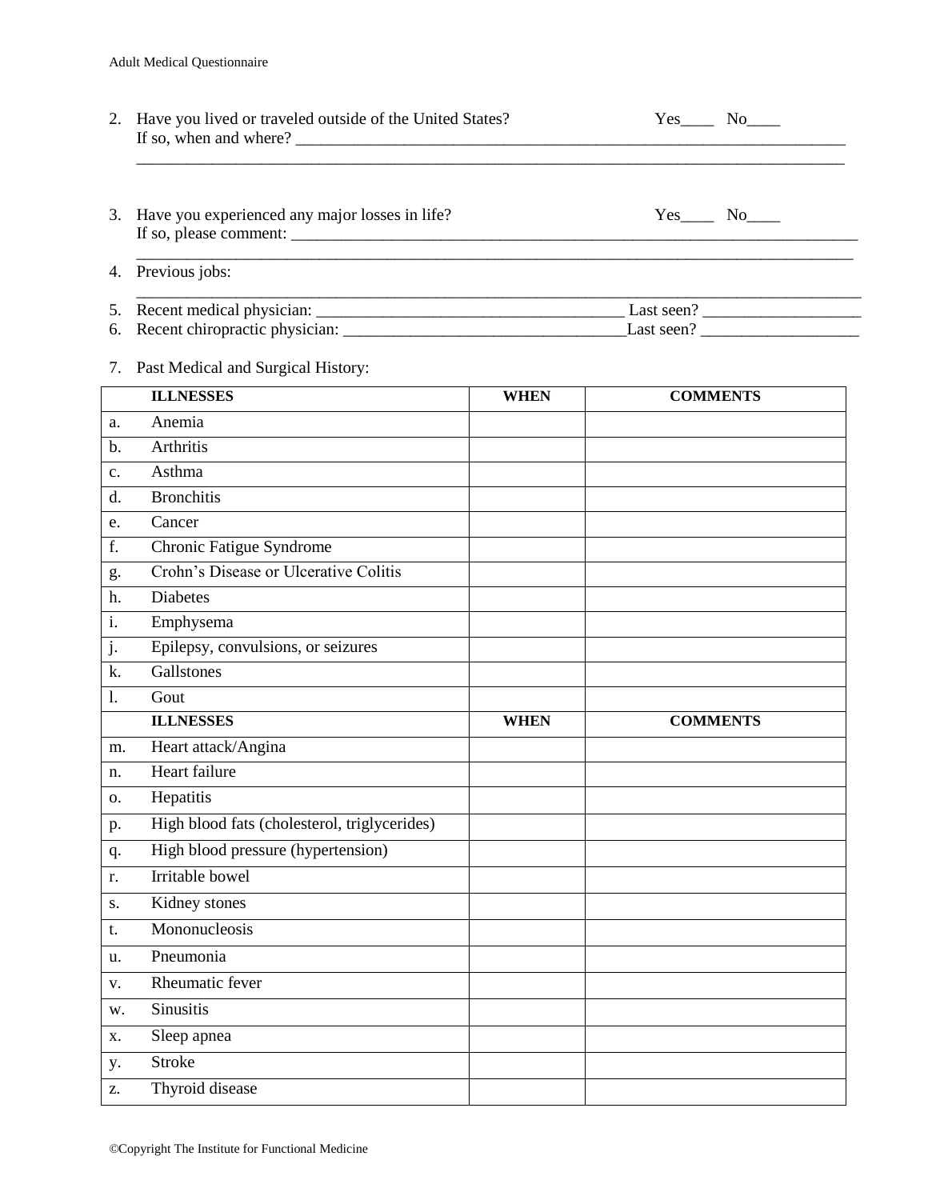2. Have you lived or traveled outside of the United States? Yes____ No____
   If so, when and where? ____________________________________________________________________
   ________________________________________________________________________________

3. Have you experienced any major losses in life? Yes____ No____
   If so, please comment: ____________________________________________________________________
   ________________________________________________________________________________

4. Previous jobs:
   ________________________________________________________________________________

5. Recent medical physician: _____________________________________ Last seen? ___________________
6. Recent chiropractic physician: __________________________________Last seen? ___________________

7. Past Medical and Surgical History:

| | ILLNESSES | WHEN | COMMENTS |
|---|---|---|---|
| a. | Anemia | | |
| b. | Arthritis | | |
| c. | Asthma | | |
| d. | Bronchitis | | |
| e. | Cancer | | |
| f. | Chronic Fatigue Syndrome | | |
| g. | Crohn's Disease or Ulcerative Colitis | | |
| h. | Diabetes | | |
| i. | Emphysema | | |
| j. | Epilepsy, convulsions, or seizures | | |
| k. | Gallstones | | |
| l. | Gout | | |
| | **ILLNESSES** | **WHEN** | **COMMENTS** |
| m. | Heart attack/Angina | | |
| n. | Heart failure | | |
| o. | Hepatitis | | |
| p. | High blood fats (cholesterol, triglycerides) | | |
| q. | High blood pressure (hypertension) | | |
| r. | Irritable bowel | | |
| s. | Kidney stones | | |
| t. | Mononucleosis | | |
| u. | Pneumonia | | |
| v. | Rheumatic fever | | |
| w. | Sinusitis | | |
| x. | Sleep apnea | | |
| y. | Stroke | | |
| z. | Thyroid disease | | |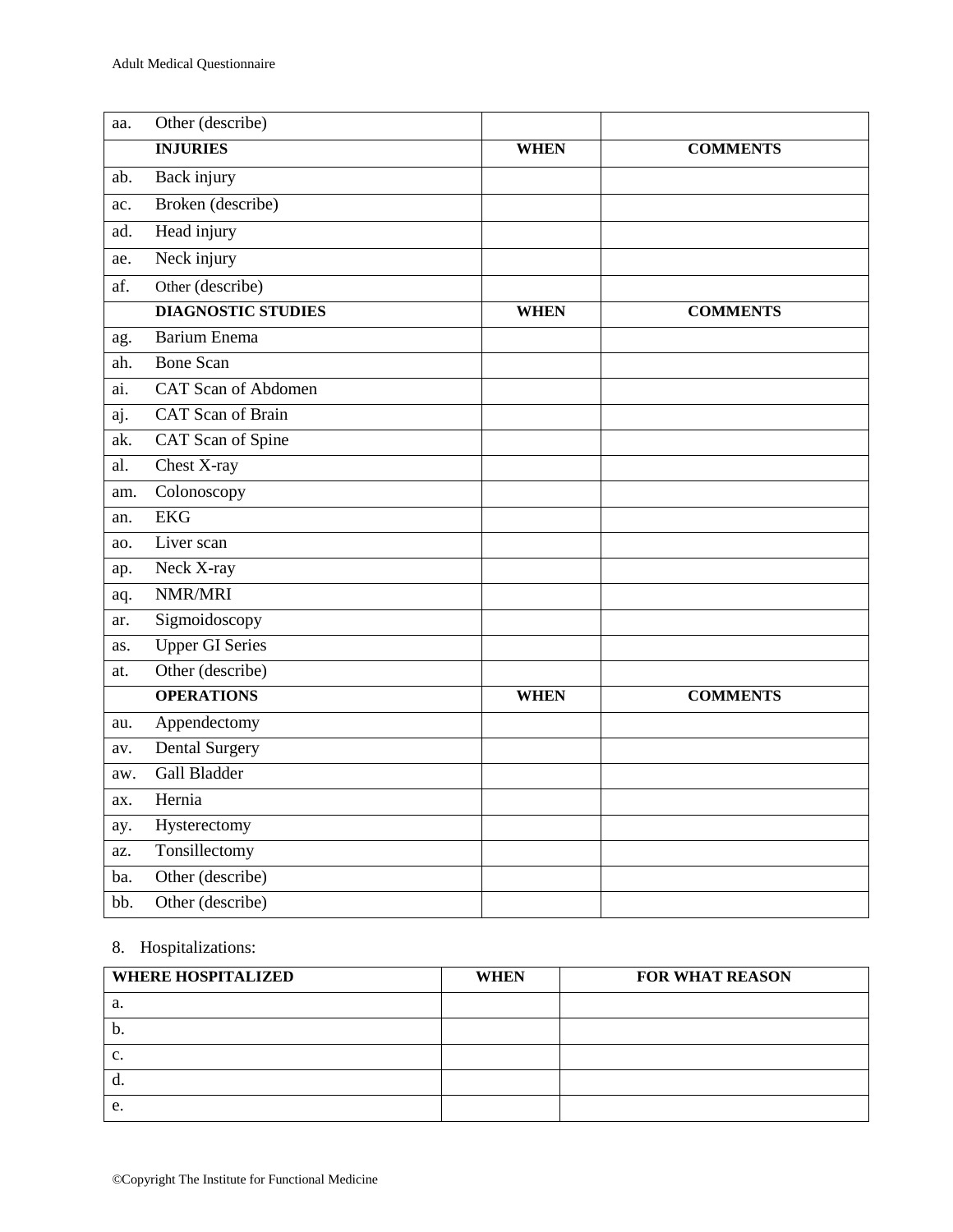| | | WHEN | COMMENTS |
|---|---|---|---|
| aa. | Other (describe) | | |
| | **INJURIES** | **WHEN** | **COMMENTS** |
| ab. | Back injury | | |
| ac. | Broken (describe) | | |
| ad. | Head injury | | |
| ae. | Neck injury | | |
| af. | Other (describe) | | |
| | **DIAGNOSTIC STUDIES** | **WHEN** | **COMMENTS** |
| ag. | Barium Enema | | |
| ah. | Bone Scan | | |
| ai. | CAT Scan of Abdomen | | |
| aj. | CAT Scan of Brain | | |
| ak. | CAT Scan of Spine | | |
| al. | Chest X-ray | | |
| am. | Colonoscopy | | |
| an. | EKG | | |
| ao. | Liver scan | | |
| ap. | Neck X-ray | | |
| aq. | NMR/MRI | | |
| ar. | Sigmoidoscopy | | |
| as. | Upper GI Series | | |
| at. | Other (describe) | | |
| | **OPERATIONS** | **WHEN** | **COMMENTS** |
| au. | Appendectomy | | |
| av. | Dental Surgery | | |
| aw. | Gall Bladder | | |
| ax. | Hernia | | |
| ay. | Hysterectomy | | |
| az. | Tonsillectomy | | |
| ba. | Other (describe) | | |
| bb. | Other (describe) | | |

8. Hospitalizations:

| WHERE HOSPITALIZED | WHEN | FOR WHAT REASON |
|---|---|---|
| a. | | |
| b. | | |
| c. | | |
| d. | | |
| e. | | |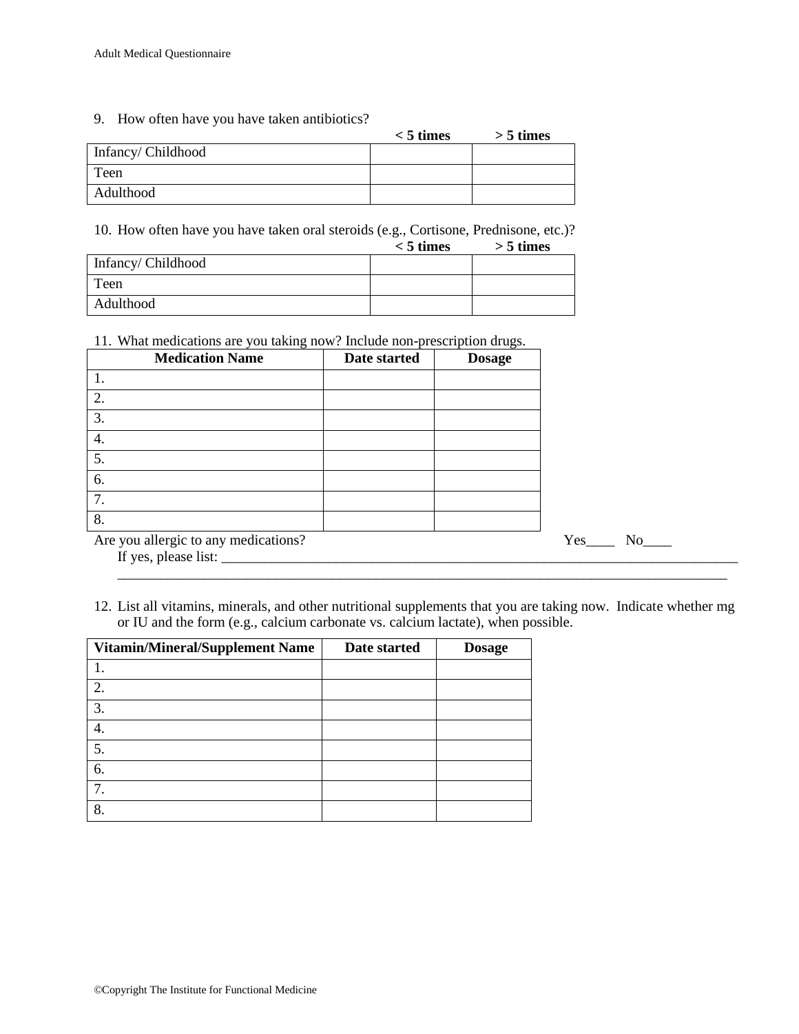9. How often have you have taken antibiotics?

| | < 5 times | > 5 times |
|---|---|---|
| Infancy/ Childhood | | |
| Teen | | |
| Adulthood | | |

10. How often have you have taken oral steroids (e.g., Cortisone, Prednisone, etc.)?

| | < 5 times | > 5 times |
|---|---|---|
| Infancy/ Childhood | | |
| Teen | | |
| Adulthood | | |

11. What medications are you taking now? Include non-prescription drugs.

| Medication Name | Date started | Dosage |
|---|---|---|
| 1. | | |
| 2. | | |
| 3. | | |
| 4. | | |
| 5. | | |
| 6. | | |
| 7. | | |
| 8. | | |

Are you allergic to any medications? Yes____ No____

If yes, please list: ______________________________________________________________________________

______________________________________________________________________________

12. List all vitamins, minerals, and other nutritional supplements that you are taking now. Indicate whether mg or IU and the form (e.g., calcium carbonate vs. calcium lactate), when possible.

| Vitamin/Mineral/Supplement Name | Date started | Dosage |
|---|---|---|
| 1. | | |
| 2. | | |
| 3. | | |
| 4. | | |
| 5. | | |
| 6. | | |
| 7. | | |
| 8. | | |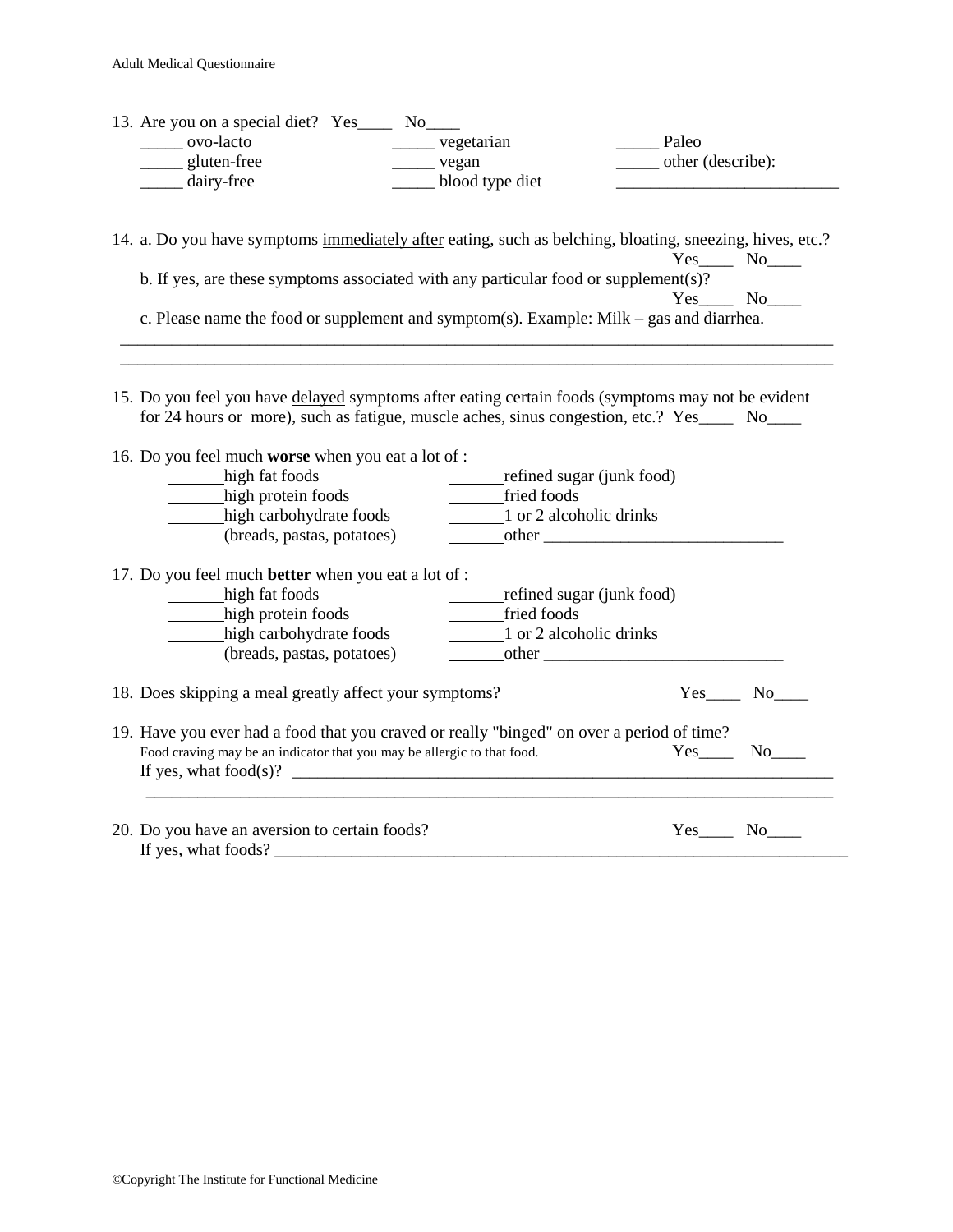13. Are you on a special diet?   Yes____   No____

    _____ ovo-lacto
    _____ gluten-free
    _____ dairy-free
    _____ vegetarian
    _____ vegan
    _____ blood type diet
    _____ Paleo
    _____ other (describe): _________________________

14. a. Do you have symptoms <u>immediately after</u> eating, such as belching, bloating, sneezing, hives, etc.?   Yes____   No____

    b. If yes, are these symptoms associated with any particular food or supplement(s)?   Yes____   No____

    c. Please name the food or supplement and symptom(s). Example: Milk – gas and diarrhea.

    ________________________________________________________________________________

    ________________________________________________________________________________

15. Do you feel you have <u>delayed</u> symptoms after eating certain foods (symptoms may not be evident for 24 hours or more), such as fatigue, muscle aches, sinus congestion, etc.?   Yes____   No____

16. Do you feel much **worse** when you eat a lot of :

    ______high fat foods
    ______high protein foods
    ______high carbohydrate foods (breads, pastas, potatoes)
    ______refined sugar (junk food)
    ______fried foods
    ______1 or 2 alcoholic drinks
    ______other ___________________________

17. Do you feel much **better** when you eat a lot of :

    ______high fat foods
    ______high protein foods
    ______high carbohydrate foods (breads, pastas, potatoes)
    ______refined sugar (junk food)
    ______fried foods
    ______1 or 2 alcoholic drinks
    ______other ___________________________

18. Does skipping a meal greatly affect your symptoms?   Yes____   No____

19. Have you ever had a food that you craved or really "binged" on over a period of time?

    Food craving may be an indicator that you may be allergic to that food.   Yes____   No____

    If yes, what food(s)? ________________________________________________________________

    ________________________________________________________________________________

20. Do you have an aversion to certain foods?   Yes____   No____

    If yes, what foods? __________________________________________________________________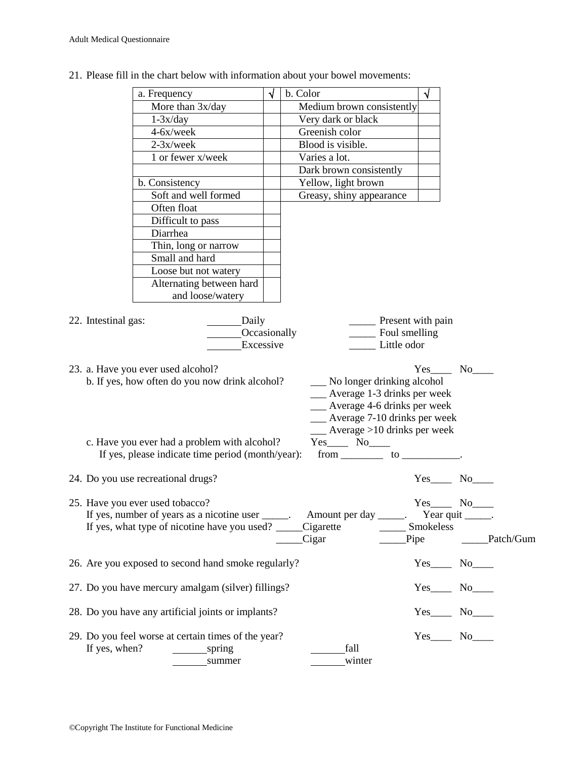21. Please fill in the chart below with information about your bowel movements:

| a. Frequency | √ | b. Color | √ |
|---|---|---|---|
| More than 3x/day | | Medium brown consistently | |
| 1-3x/day | | Very dark or black | |
| 4-6x/week | | Greenish color | |
| 2-3x/week | | Blood is visible. | |
| 1 or fewer x/week | | Varies a lot. | |
| | | Dark brown consistently | |
| b. Consistency | | Yellow, light brown | |
| Soft and well formed | | Greasy, shiny appearance | |
| Often float | | | |
| Difficult to pass | | | |
| Diarrhea | | | |
| Thin, long or narrow | | | |
| Small and hard | | | |
| Loose but not watery | | | |
| Alternating between hard and loose/watery | | | |

22. Intestinal gas: ______Daily ______Occasionally ______Excessive _____ Present with pain _____ Foul smelling _____ Little odor

23. a. Have you ever used alcohol? Yes____ No____
    b. If yes, how often do you now drink alcohol?
    ___ No longer drinking alcohol
    ___ Average 1-3 drinks per week
    ___ Average 4-6 drinks per week
    ___ Average 7-10 drinks per week
    ___ Average >10 drinks per week
    c. Have you ever had a problem with alcohol? Yes____ No____
    If yes, please indicate time period (month/year): from ________ to ___________.

24. Do you use recreational drugs? Yes____ No____

25. Have you ever used tobacco? Yes____ No____
    If yes, number of years as a nicotine user _____. Amount per day _____. Year quit _____.
    If yes, what type of nicotine have you used? _____Cigarette _____ Smokeless _____Cigar _____Pipe _____Patch/Gum

26. Are you exposed to second hand smoke regularly? Yes____ No____

27. Do you have mercury amalgam (silver) fillings? Yes____ No____

28. Do you have any artificial joints or implants? Yes____ No____

29. Do you feel worse at certain times of the year? Yes____ No____
    If yes, when? ______spring ______fall ______summer ______winter

©Copyright The Institute for Functional Medicine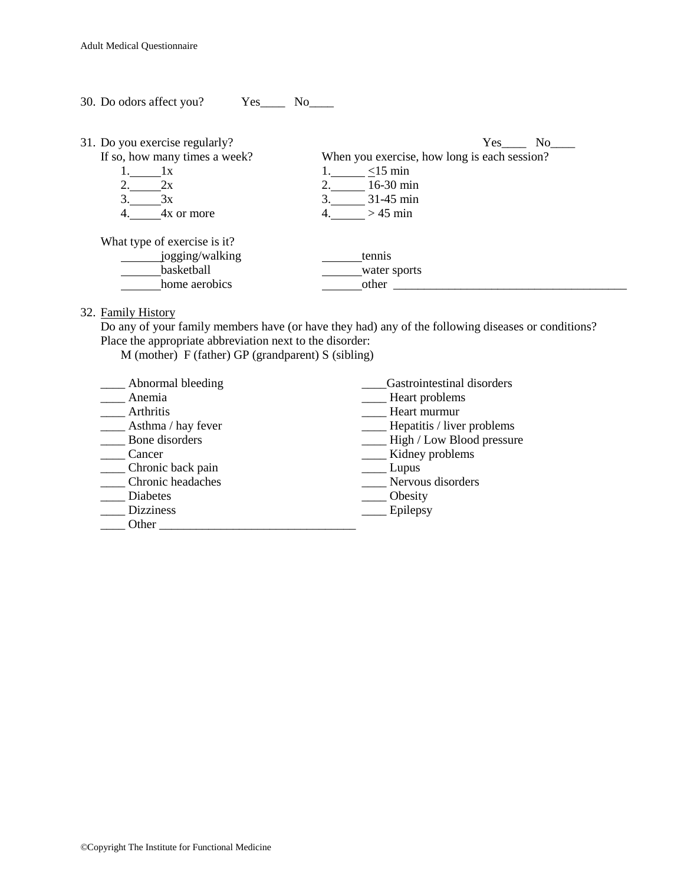30. Do odors affect you? Yes____ No____

31. Do you exercise regularly? Yes____ No____

If so, how many times a week?
1._____1x
2._____2x
3._____3x
4._____4x or more

When you exercise, how long is each session?
1._____ <15 min
2._____ 16-30 min
3._____ 31-45 min
4._____ > 45 min

What type of exercise is it?
______jogging/walking
______basketball
______home aerobics
______tennis
______water sports
______other _______________________________________

32. Family History

Do any of your family members have (or have they had) any of the following diseases or conditions? Place the appropriate abbreviation next to the disorder:

M (mother) F (father) GP (grandparent) S (sibling)

____ Abnormal bleeding
____ Anemia
____ Arthritis
____ Asthma / hay fever
____ Bone disorders
____ Cancer
____ Chronic back pain
____ Chronic headaches
____ Diabetes
____ Dizziness
____ Other ________________________________
____Gastrointestinal disorders
____ Heart problems
____ Heart murmur
____ Hepatitis / liver problems
____ High / Low Blood pressure
____ Kidney problems
____ Lupus
____ Nervous disorders
____ Obesity
____ Epilepsy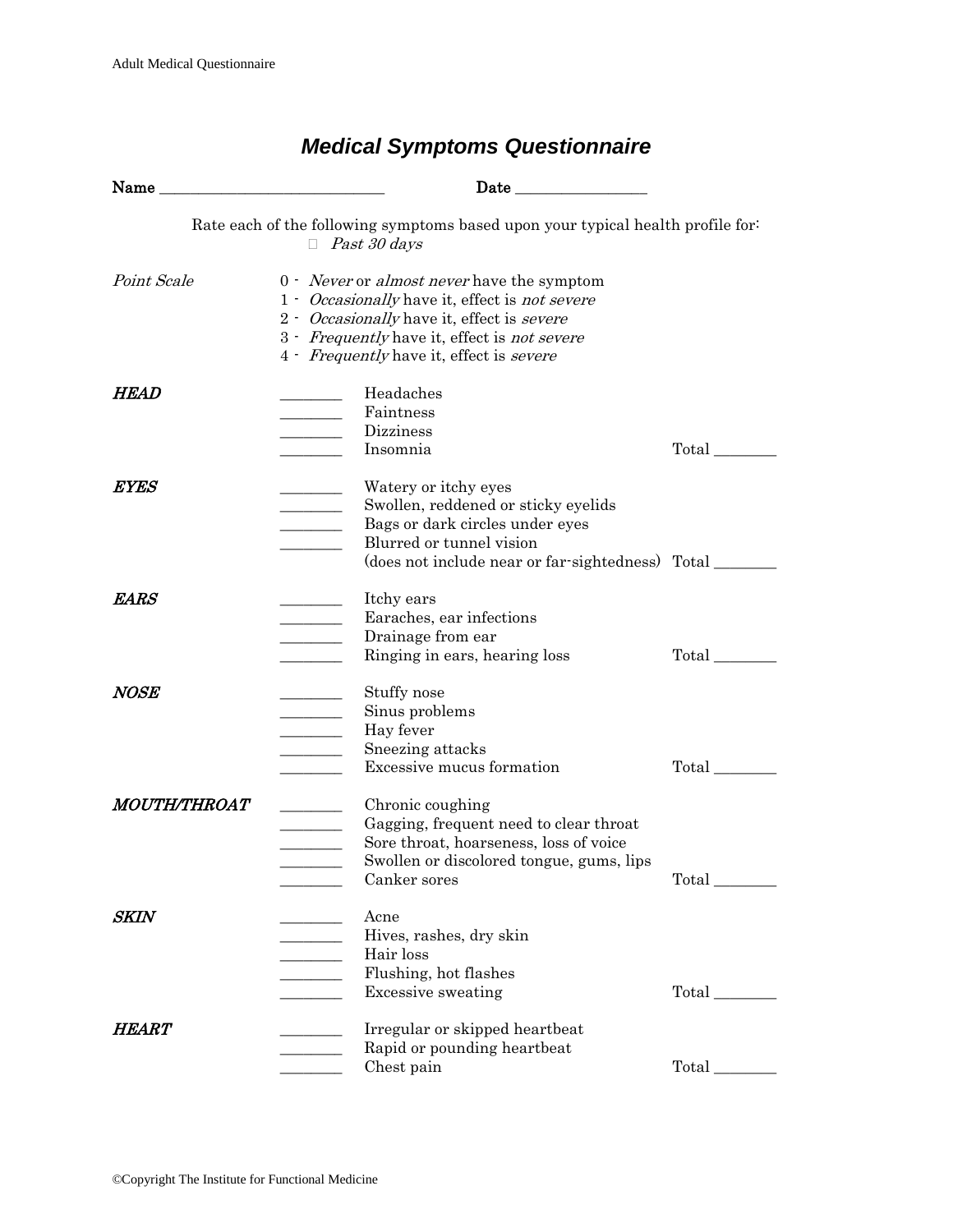# *Medical Symptoms Questionnaire*

**Name** ____________________________ **Date** ________________

Rate each of the following symptoms based upon your typical health profile for:
 *Past 30 days*

*Point Scale*

0 - *Never* or *almost never* have the symptom
1 - *Occasionally* have it, effect is *not severe*
2 - *Occasionally* have it, effect is *severe*
3 - *Frequently* have it, effect is *not severe*
4 - *Frequently* have it, effect is *severe*

***HEAD***

_______ Headaches
_______ Faintness
_______ Dizziness
_______ Insomnia
Total _______

***EYES***

_______ Watery or itchy eyes
_______ Swollen, reddened or sticky eyelids
_______ Bags or dark circles under eyes
_______ Blurred or tunnel vision
(does not include near or far-sightedness) Total _______

***EARS***

_______ Itchy ears
_______ Earaches, ear infections
_______ Drainage from ear
_______ Ringing in ears, hearing loss
Total _______

***NOSE***

_______ Stuffy nose
_______ Sinus problems
_______ Hay fever
_______ Sneezing attacks
_______ Excessive mucus formation
Total _______

***MOUTH/THROAT***

_______ Chronic coughing
_______ Gagging, frequent need to clear throat
_______ Sore throat, hoarseness, loss of voice
_______ Swollen or discolored tongue, gums, lips
_______ Canker sores
Total _______

***SKIN***

_______ Acne
_______ Hives, rashes, dry skin
_______ Hair loss
_______ Flushing, hot flashes
_______ Excessive sweating
Total _______

***HEART***

_______ Irregular or skipped heartbeat
_______ Rapid or pounding heartbeat
_______ Chest pain
Total _______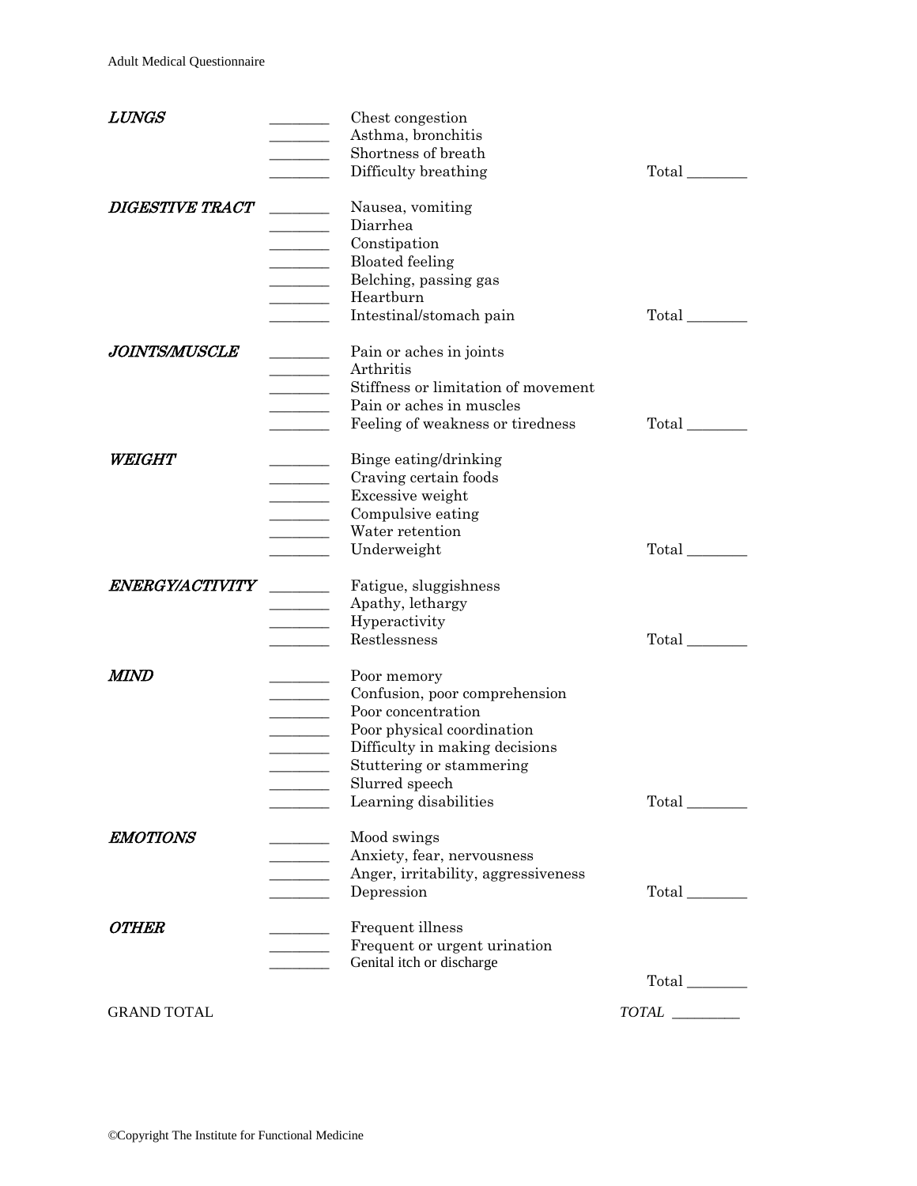| | | | |
|---|---|---|---|
| ***LUNGS*** | ________ | Chest congestion | |
| | ________ | Asthma, bronchitis | |
| | ________ | Shortness of breath | |
| | ________ | Difficulty breathing | Total ________ |
| ***DIGESTIVE TRACT*** | ________ | Nausea, vomiting | |
| | ________ | Diarrhea | |
| | ________ | Constipation | |
| | ________ | Bloated feeling | |
| | ________ | Belching, passing gas | |
| | ________ | Heartburn | |
| | ________ | Intestinal/stomach pain | Total ________ |
| ***JOINTS/MUSCLE*** | ________ | Pain or aches in joints | |
| | ________ | Arthritis | |
| | ________ | Stiffness or limitation of movement | |
| | ________ | Pain or aches in muscles | |
| | ________ | Feeling of weakness or tiredness | Total ________ |
| ***WEIGHT*** | ________ | Binge eating/drinking | |
| | ________ | Craving certain foods | |
| | ________ | Excessive weight | |
| | ________ | Compulsive eating | |
| | ________ | Water retention | |
| | ________ | Underweight | Total ________ |
| ***ENERGY/ACTIVITY*** | ________ | Fatigue, sluggishness | |
| | ________ | Apathy, lethargy | |
| | ________ | Hyperactivity | |
| | ________ | Restlessness | Total ________ |
| ***MIND*** | ________ | Poor memory | |
| | ________ | Confusion, poor comprehension | |
| | ________ | Poor concentration | |
| | ________ | Poor physical coordination | |
| | ________ | Difficulty in making decisions | |
| | ________ | Stuttering or stammering | |
| | ________ | Slurred speech | |
| | ________ | Learning disabilities | Total ________ |
| ***EMOTIONS*** | ________ | Mood swings | |
| | ________ | Anxiety, fear, nervousness | |
| | ________ | Anger, irritability, aggressiveness | |
| | ________ | Depression | Total ________ |
| ***OTHER*** | ________ | Frequent illness | |
| | ________ | Frequent or urgent urination | |
| | ________ | Genital itch or discharge | |
| | | | Total ________ |
| GRAND TOTAL | | | *TOTAL* _________ |

©Copyright The Institute for Functional Medicine